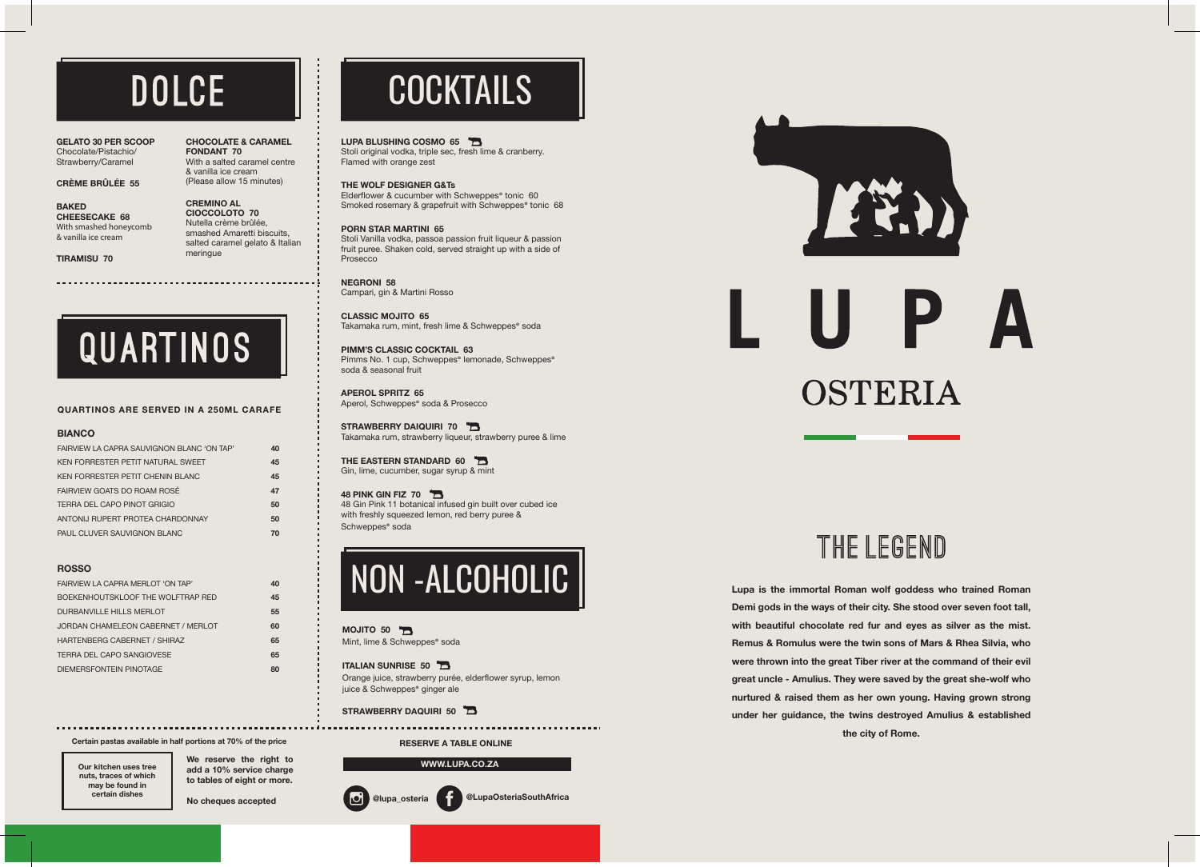# DOLCE

**GELATO 30 PER SCOOP**
Chocolate/Pistachio/Strawberry/Caramel

**CRÈME BRÛLÉE 55**

**BAKED CHEESECAKE 68**
With smashed honeycomb & vanilla ice cream

**TIRAMISU 70**

**CHOCOLATE & CARAMEL FONDANT 70**
With a salted caramel centre & vanilla ice cream (Please allow 15 minutes)

**CREMINO AL CIOCCOLOTO 70**
Nutella crème brûlée, smashed Amaretti biscuits, salted caramel gelato & Italian meringue

# QUARTINOS

**QUARTINOS ARE SERVED IN A 250ML CARAFE**

### BIANCO

| | |
|---|---|
| FAIRVIEW LA CAPRA SAUVIGNON BLANC 'ON TAP' | 40 |
| KEN FORRESTER PETIT NATURAL SWEET | 45 |
| KEN FORRESTER PETIT CHENIN BLANC | 45 |
| FAIRVIEW GOATS DO ROAM ROSÉ | 47 |
| TERRA DEL CAPO PINOT GRIGIO | 50 |
| ANTONIJ RUPERT PROTEA CHARDONNAY | 50 |
| PAUL CLUVER SAUVIGNON BLANC | 70 |

### ROSSO

| | |
|---|---|
| FAIRVIEW LA CAPRA MERLOT 'ON TAP' | 40 |
| BOEKENHOUTSKLOOF THE WOLFTRAP RED | 45 |
| DURBANVILLE HILLS MERLOT | 55 |
| JORDAN CHAMELEON CABERNET / MERLOT | 60 |
| HARTENBERG CABERNET / SHIRAZ | 65 |
| TERRA DEL CAPO SANGIOVESE | 65 |
| DIEMERSFONTEIN PINOTAGE | 80 |

Certain pastas available in half portions at 70% of the price

Our kitchen uses tree nuts, traces of which may be found in certain dishes

We reserve the right to add a 10% service charge to tables of eight or more.

No cheques accepted

# COCKTAILS

**LUPA BLUSHING COSMO 65**
Stoli original vodka, triple sec, fresh lime & cranberry. Flamed with orange zest

**THE WOLF DESIGNER G&Ts**
Elderflower & cucumber with Schweppes® tonic 60
Smoked rosemary & grapefruit with Schweppes® tonic 68

**PORN STAR MARTINI 65**
Stoli Vanilla vodka, passoa passion fruit liqueur & passion fruit puree. Shaken cold, served straight up with a side of Prosecco

**NEGRONI 58**
Campari, gin & Martini Rosso

**CLASSIC MOJITO 65**
Takamaka rum, mint, fresh lime & Schweppes® soda

**PIMM'S CLASSIC COCKTAIL 63**
Pimms No. 1 cup, Schweppes® lemonade, Schweppes® soda & seasonal fruit

**APEROL SPRITZ 65**
Aperol, Schweppes® soda & Prosecco

**STRAWBERRY DAIQUIRI 70**
Takamaka rum, strawberry liqueur, strawberry puree & lime

**THE EASTERN STANDARD 60**
Gin, lime, cucumber, sugar syrup & mint

**48 PINK GIN FIZ 70**
48 Gin Pink 11 botanical infused gin built over cubed ice with freshly squeezed lemon, red berry puree & Schweppes® soda

# NON -ALCOHOLIC

**MOJITO 50**
Mint, lime & Schweppes® soda

**ITALIAN SUNRISE 50**
Orange juice, strawberry purée, elderflower syrup, lemon juice & Schweppes® ginger ale

**STRAWBERRY DAQUIRI 50**

**RESERVE A TABLE ONLINE**

**WWW.LUPA.CO.ZA**

@lupa_osteria @LupaOsteriaSouthAfrica

# LUPA
## OSTERIA

## THE LEGEND

**Lupa is the immortal Roman wolf goddess who trained Roman Demi gods in the ways of their city. She stood over seven foot tall, with beautiful chocolate red fur and eyes as silver as the mist. Remus & Romulus were the twin sons of Mars & Rhea Silvia, who were thrown into the great Tiber river at the command of their evil great uncle - Amulius. They were saved by the great she-wolf who nurtured & raised them as her own young. Having grown strong under her guidance, the twins destroyed Amulius & established the city of Rome.**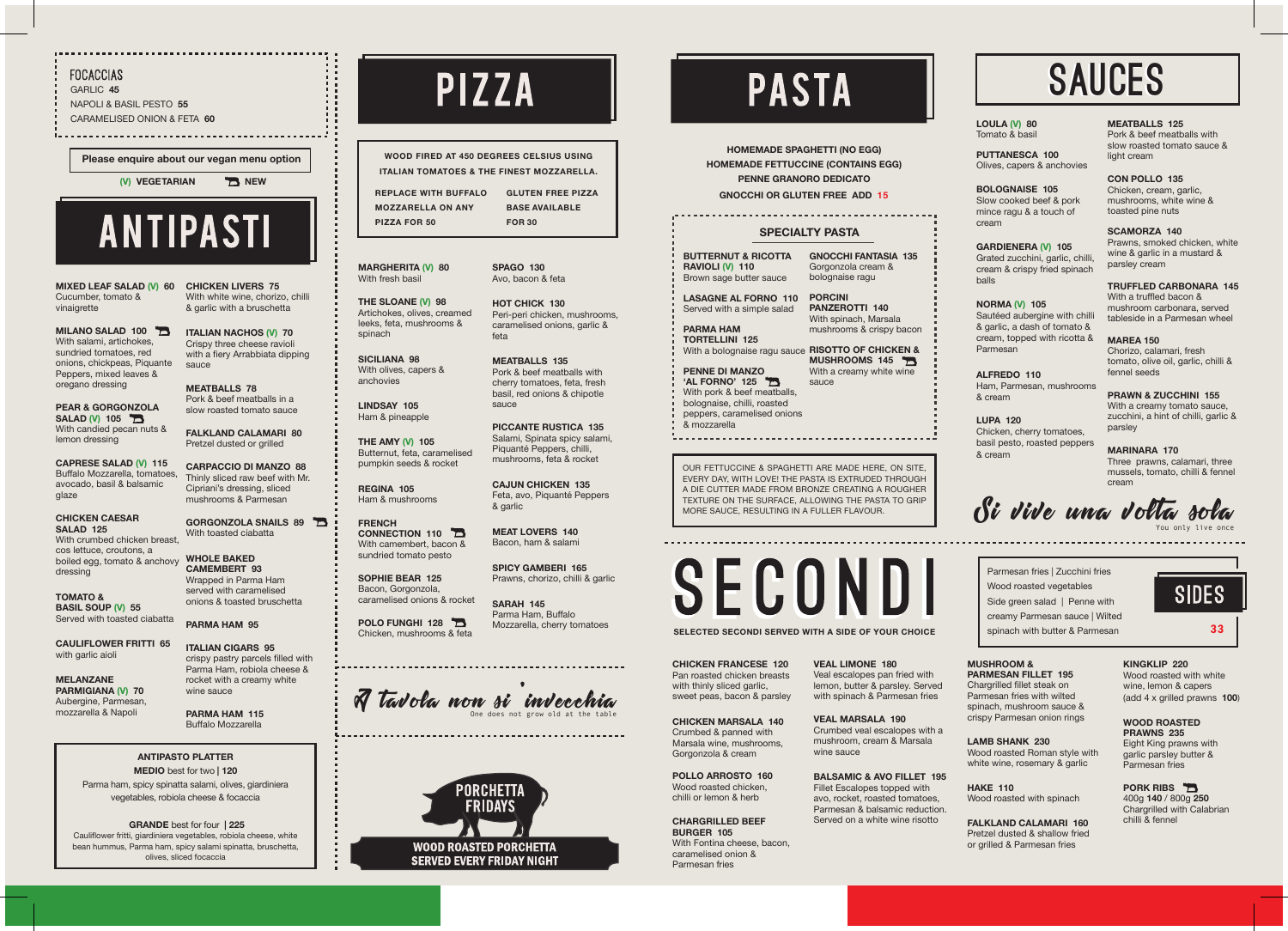## FOCACCIAS

- GARLIC **45**
- NAPOLI & BASIL PESTO **55**
- CARAMELISED ONION & FETA **60**

**Please enquire about our vegan menu option**

**(V) VEGETARIAN** | **NEW**

# ANTIPASTI

**MIXED LEAF SALAD (V) 60**
Cucumber, tomato & vinaigrette

**MILANO SALAD 100** NEW
With salami, artichokes, sundried tomatoes, red onions, chickpeas, Piquante Peppers, mixed leaves & oregano dressing

**PEAR & GORGONZOLA SALAD (V) 105** NEW
With candied pecan nuts & lemon dressing

**CAPRESE SALAD (V) 115**
Buffalo Mozzarella, tomatoes, avocado, basil & balsamic glaze

**CHICKEN CAESAR SALAD 125**
With crumbed chicken breast, cos lettuce, croutons, a boiled egg, tomato & anchovy dressing

**TOMATO & BASIL SOUP (V) 55**
Served with toasted ciabatta

**CAULIFLOWER FRITTI 65**
with garlic aioli

**MELANZANE PARMIGIANA (V) 70**
Aubergine, Parmesan, mozzarella & Napoli

**CHICKEN LIVERS 75**
With white wine, chorizo, chilli & garlic with a bruschetta

**ITALIAN NACHOS (V) 70**
Crispy three cheese ravioli with a fiery Arrabbiata dipping sauce

**MEATBALLS 78**
Pork & beef meatballs in a slow roasted tomato sauce

**FALKLAND CALAMARI 80**
Pretzel dusted or grilled

**CARPACCIO DI MANZO 88**
Thinly sliced raw beef with Mr. Cipriani's dressing, sliced mushrooms & Parmesan

**GORGONZOLA SNAILS 89** NEW
With toasted ciabatta

**WHOLE BAKED CAMEMBERT 93**
Wrapped in Parma Ham served with caramelised onions & toasted bruschetta

**PARMA HAM 95**

**ITALIAN CIGARS 95**
crispy pastry parcels filled with Parma Ham, robiola cheese & rocket with a creamy white wine sauce

**PARMA HAM 115**
Buffalo Mozzarella

### ANTIPASTO PLATTER

**MEDIO** best for two | **120**
Parma ham, spicy spinatta salami, olives, giardiniera vegetables, robiola cheese & focaccia

**GRANDE** best for four | **225**
Cauliflower fritti, giardiniera vegetables, robiola cheese, white bean hummus, Parma ham, spicy salami spinatta, bruschetta, olives, sliced focaccia

# PIZZA

**WOOD FIRED AT 450 DEGREES CELSIUS USING ITALIAN TOMATOES & THE FINEST MOZZARELLA.**

**REPLACE WITH BUFFALO MOZZARELLA ON ANY PIZZA FOR 50**

**GLUTEN FREE PIZZA BASE AVAILABLE FOR 30**

**MARGHERITA (V) 80**
With fresh basil

**THE SLOANE (V) 98**
Artichokes, olives, creamed leeks, feta, mushrooms & spinach

**SICILIANA 98**
With olives, capers & anchovies

**LINDSAY 105**
Ham & pineapple

**THE AMY (V) 105**
Butternut, feta, caramelised pumpkin seeds & rocket

**REGINA 105**
Ham & mushrooms

**FRENCH CONNECTION 110** NEW
With camembert, bacon & sundried tomato pesto

**SOPHIE BEAR 125**
Bacon, Gorgonzola, caramelised onions & rocket

**POLO FUNGHI 128** NEW
Chicken, mushrooms & feta

**SPAGO 130**
Avo, bacon & feta

**HOT CHICK 130**
Peri-peri chicken, mushrooms, caramelised onions, garlic & feta

**MEATBALLS 135**
Pork & beef meatballs with cherry tomatoes, feta, fresh basil, red onions & chipotle sauce

**PICCANTE RUSTICA 135**
Salami, Spinata spicy salami, Piquanté Peppers, chilli, mushrooms, feta & rocket

**CAJUN CHICKEN 135**
Feta, avo, Piquanté Peppers & garlic

**MEAT LOVERS 140**
Bacon, ham & salami

**SPICY GAMBERI 165**
Prawns, chorizo, chilli & garlic

**SARAH 145**
Parma Ham, Buffalo Mozzarella, cherry tomatoes

*A tavola non si invecchia*
One does not grow old at the table

**PORCHETTA FRIDAYS**
**WOOD ROASTED PORCHETTA SERVED EVERY FRIDAY NIGHT**

# PASTA

**HOMEMADE SPAGHETTI (NO EGG)**
**HOMEMADE FETTUCCINE (CONTAINS EGG)**
**PENNE GRANORO DEDICATO**
**GNOCCHI OR GLUTEN FREE ADD 15**

### SPECIALTY PASTA

**BUTTERNUT & RICOTTA RAVIOLI (V) 110**
Brown sage butter sauce

**LASAGNE AL FORNO 110**
Served with a simple salad

**PARMA HAM TORTELLINI 125**
With a bolognaise ragu sauce

**PENNE DI MANZO 'AL FORNO' 125** NEW
With pork & beef meatballs, bolognaise, chilli, roasted peppers, caramelised onions & mozzarella

**GNOCCHI FANTASIA 135**
Gorgonzola cream & bolognaise ragu

**PORCINI PANZEROTTI 140**
With spinach, Marsala mushrooms & crispy bacon

**RISOTTO OF CHICKEN & MUSHROOMS 145** NEW
With a creamy white wine sauce

OUR FETTUCCINE & SPAGHETTI ARE MADE HERE, ON SITE, EVERY DAY, WITH LOVE! THE PASTA IS EXTRUDED THROUGH A DIE CUTTER MADE FROM BRONZE CREATING A ROUGHER TEXTURE ON THE SURFACE, ALLOWING THE PASTA TO GRIP MORE SAUCE, RESULTING IN A FULLER FLAVOUR.

# SAUCES

**LOULA (V) 80**
Tomato & basil

**PUTTANESCA 100**
Olives, capers & anchovies

**BOLOGNAISE 105**
Slow cooked beef & pork mince ragu & a touch of cream

**GARDIENERA (V) 105**
Grated zucchini, garlic, chilli, cream & crispy fried spinach balls

**NORMA (V) 105**
Sautéed aubergine with chilli & garlic, a dash of tomato & cream, topped with ricotta & Parmesan

**ALFREDO 110**
Ham, Parmesan, mushrooms & cream

**LUPA 120**
Chicken, cherry tomatoes, basil pesto, roasted peppers & cream

**MEATBALLS 125**
Pork & beef meatballs with slow roasted tomato sauce & light cream

**CON POLLO 135**
Chicken, cream, garlic, mushrooms, white wine & toasted pine nuts

**SCAMORZA 140**
Prawns, smoked chicken, white wine & garlic in a mustard & parsley cream

**TRUFFLED CARBONARA 145**
With a truffled bacon & mushroom carbonara, served tableside in a Parmesan wheel

**MAREA 150**
Chorizo, calamari, fresh tomato, olive oil, garlic, chilli & fennel seeds

**PRAWN & ZUCCHINI 155**
With a creamy tomato sauce, zucchini, a hint of chilli, garlic & parsley

**MARINARA 170**
Three prawns, calamari, three mussels, tomato, chilli & fennel cream

*Si vive una volta sola*
You only live once

# SECONDI

**SELECTED SECONDI SERVED WITH A SIDE OF YOUR CHOICE**

**CHICKEN FRANCESE 120**
Pan roasted chicken breasts with thinly sliced garlic, sweet peas, bacon & parsley

**CHICKEN MARSALA 140**
Crumbed & panned with Marsala wine, mushrooms, Gorgonzola & cream

**POLLO ARROSTO 160**
Wood roasted chicken, chilli or lemon & herb

**CHARGRILLED BEEF BURGER 105**
With Fontina cheese, bacon, caramelised onion & Parmesan fries

**VEAL LIMONE 180**
Veal escalopes pan fried with lemon, butter & parsley. Served with spinach & Parmesan fries

**VEAL MARSALA 190**
Crumbed veal escalopes with a mushroom, cream & Marsala wine sauce

**BALSAMIC & AVO FILLET 195**
Fillet Escalopes topped with avo, rocket, roasted tomatoes, Parmesan & balsamic reduction. Served on a white wine risotto

**MUSHROOM & PARMESAN FILLET 195**
Chargrilled fillet steak on Parmesan fries with wilted spinach, mushroom sauce & crispy Parmesan onion rings

**LAMB SHANK 230**
Wood roasted Roman style with white wine, rosemary & garlic

**HAKE 110**
Wood roasted with spinach

**FALKLAND CALAMARI 160**
Pretzel dusted & shallow fried or grilled & Parmesan fries

**KINGKLIP 220**
Wood roasted with white wine, lemon & capers
(add 4 x grilled prawns **100**)

**WOOD ROASTED PRAWNS 235**
Eight King prawns with garlic parsley butter & Parmesan fries

**PORK RIBS** NEW
400g **140** / 800g **250**
Chargrilled with Calabrian chilli & fennel

# SIDES

Parmesan fries | Zucchini fries
Wood roasted vegetables
Side green salad | Penne with creamy Parmesan sauce | Wilted spinach with butter & Parmesan

**33**